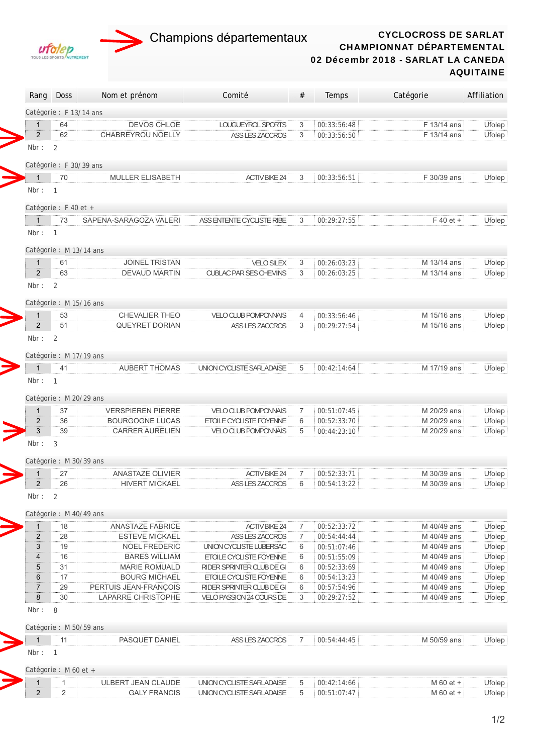Champions départementaux

**CYCLOCROSS DE SARLAT**
**CHAMPIONNAT DÉPARTEMENTAL**
**02 Décembr 2018 - SARLAT LA CANEDA**
**AQUITAINE**

| Rang | Doss | Nom et prénom | Comité | # | Temps | Catégorie | Affiliation |
|---|---|---|---|---|---|---|---|
| Catégorie : F 13/ 14 ans | | | | | | | |
| 1 | 64 | DEVOS CHLOE | LOUGUEYROL SPORTS | 3 | 00:33:56:48 | F 13/14 ans | Ufolep |
| 2 | 62 | CHABREYROU NOELLY | ASS LES ZACCROS | 3 | 00:33:56:50 | F 13/14 ans | Ufolep |
| Nbr : 2 | | | | | | | |
| Catégorie : F 30/ 39 ans | | | | | | | |
| 1 | 70 | MULLER ELISABETH | ACTIVBIKE 24 | 3 | 00:33:56:51 | F 30/39 ans | Ufolep |
| Nbr : 1 | | | | | | | |
| Catégorie : F 40 et + | | | | | | | |
| 1 | 73 | SAPENA-SARAGOZA VALERI | ASS ENTENTE CYCLISTE RIBE | 3 | 00:29:27:55 | F 40 et + | Ufolep |
| Nbr : 1 | | | | | | | |
| Catégorie : M 13/ 14 ans | | | | | | | |
| 1 | 61 | JOINEL TRISTAN | VELO SILEX | 3 | 00:26:03:23 | M 13/14 ans | Ufolep |
| 2 | 63 | DEVAUD MARTIN | CUBLAC PAR SES CHEMINS | 3 | 00:26:03:25 | M 13/14 ans | Ufolep |
| Nbr : 2 | | | | | | | |
| Catégorie : M 15/ 16 ans | | | | | | | |
| 1 | 53 | CHEVALIER THEO | VELO CLUB POMPONNAIS | 4 | 00:33:56:46 | M 15/16 ans | Ufolep |
| 2 | 51 | QUEYRET DORIAN | ASS LES ZACCROS | 3 | 00:29:27:54 | M 15/16 ans | Ufolep |
| Nbr : 2 | | | | | | | |
| Catégorie : M 17/ 19 ans | | | | | | | |
| 1 | 41 | AUBERT THOMAS | UNION CYCLISTE SARLADAISE | 5 | 00:42:14:64 | M 17/19 ans | Ufolep |
| Nbr : 1 | | | | | | | |
| Catégorie : M 20/ 29 ans | | | | | | | |
| 1 | 37 | VERSPIEREN PIERRE | VELO CLUB POMPONNAIS | 7 | 00:51:07:45 | M 20/29 ans | Ufolep |
| 2 | 36 | BOURGOGNE LUCAS | ETOILE CYCLISTE FOYENNE | 6 | 00:52:33:70 | M 20/29 ans | Ufolep |
| 3 | 39 | CARRER AURELIEN | VELO CLUB POMPONNAIS | 5 | 00:44:23:10 | M 20/29 ans | Ufolep |
| Nbr : 3 | | | | | | | |
| Catégorie : M 30/ 39 ans | | | | | | | |
| 1 | 27 | ANASTAZE OLIVIER | ACTIVBIKE 24 | 7 | 00:52:33:71 | M 30/39 ans | Ufolep |
| 2 | 26 | HIVERT MICKAEL | ASS LES ZACCROS | 6 | 00:54:13:22 | M 30/39 ans | Ufolep |
| Nbr : 2 | | | | | | | |
| Catégorie : M 40/ 49 ans | | | | | | | |
| 1 | 18 | ANASTAZE FABRICE | ACTIVBIKE 24 | 7 | 00:52:33:72 | M 40/49 ans | Ufolep |
| 2 | 28 | ESTEVE MICKAEL | ASS LES ZACCROS | 7 | 00:54:44:44 | M 40/49 ans | Ufolep |
| 3 | 19 | NOEL FREDERIC | UNION CYCLISTE LUBERSAC | 6 | 00:51:07:46 | M 40/49 ans | Ufolep |
| 4 | 16 | BARES WILLIAM | ETOILE CYCLISTE FOYENNE | 6 | 00:51:55:09 | M 40/49 ans | Ufolep |
| 5 | 31 | MARIE ROMUALD | RIDER SPRINTER CLUB DE GI | 6 | 00:52:33:69 | M 40/49 ans | Ufolep |
| 6 | 17 | BOURG MICHAEL | ETOILE CYCLISTE FOYENNE | 6 | 00:54:13:23 | M 40/49 ans | Ufolep |
| 7 | 29 | PERTUIS JEAN-FRANÇOIS | RIDER SPRINTER CLUB DE GI | 6 | 00:57:54:96 | M 40/49 ans | Ufolep |
| 8 | 30 | LAPARRE CHRISTOPHE | VELO PASSION 24 COURS DE | 3 | 00:29:27:52 | M 40/49 ans | Ufolep |
| Nbr : 8 | | | | | | | |
| Catégorie : M 50/ 59 ans | | | | | | | |
| 1 | 11 | PASQUET DANIEL | ASS LES ZACCROS | 7 | 00:54:44:45 | M 50/59 ans | Ufolep |
| Nbr : 1 | | | | | | | |
| Catégorie : M 60 et + | | | | | | | |
| 1 | 1 | ULBERT JEAN CLAUDE | UNION CYCLISTE SARLADAISE | 5 | 00:42:14:66 | M 60 et + | Ufolep |
| 2 | 2 | GALY FRANCIS | UNION CYCLISTE SARLADAISE | 5 | 00:51:07:47 | M 60 et + | Ufolep |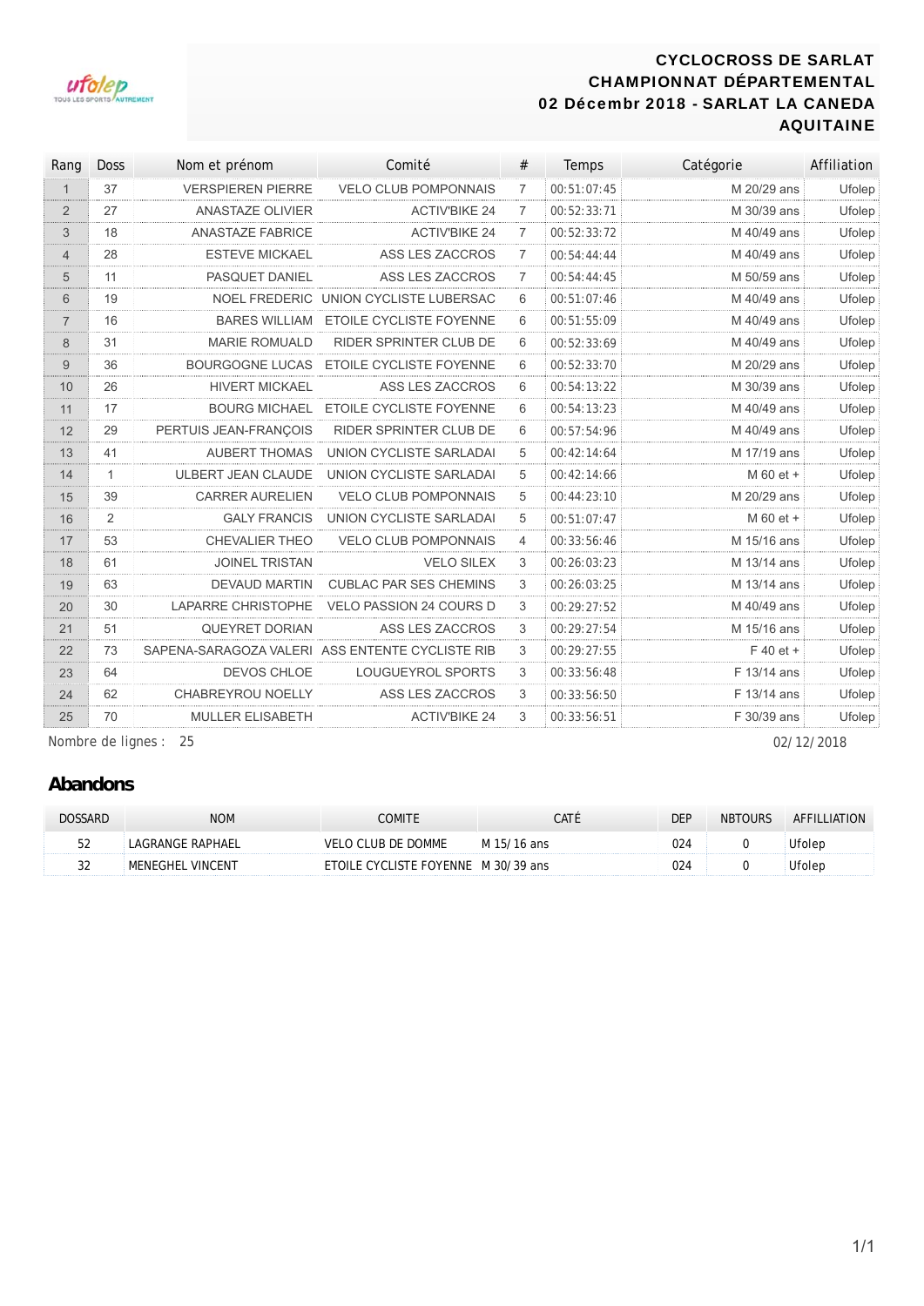**CYCLOCROSS DE SARLAT**
**CHAMPIONNAT DÉPARTEMENTAL**
**02 Décembr 2018 - SARLAT LA CANEDA**
**AQUITAINE**

| Rang | Doss | Nom et prénom | Comité | # | Temps | Catégorie | Affiliation |
|---|---|---|---|---|---|---|---|
| 1 | 37 | VERSPIEREN PIERRE | VELO CLUB POMPONNAIS | 7 | 00:51:07:45 | M 20/29 ans | Ufolep |
| 2 | 27 | ANASTAZE OLIVIER | ACTIV'BIKE 24 | 7 | 00:52:33:71 | M 30/39 ans | Ufolep |
| 3 | 18 | ANASTAZE FABRICE | ACTIV'BIKE 24 | 7 | 00:52:33:72 | M 40/49 ans | Ufolep |
| 4 | 28 | ESTEVE MICKAEL | ASS LES ZACCROS | 7 | 00:54:44:44 | M 40/49 ans | Ufolep |
| 5 | 11 | PASQUET DANIEL | ASS LES ZACCROS | 7 | 00:54:44:45 | M 50/59 ans | Ufolep |
| 6 | 19 | NOEL FREDERIC | UNION CYCLISTE LUBERSAC | 6 | 00:51:07:46 | M 40/49 ans | Ufolep |
| 7 | 16 | BARES WILLIAM | ETOILE CYCLISTE FOYENNE | 6 | 00:51:55:09 | M 40/49 ans | Ufolep |
| 8 | 31 | MARIE ROMUALD | RIDER SPRINTER CLUB DE | 6 | 00:52:33:69 | M 40/49 ans | Ufolep |
| 9 | 36 | BOURGOGNE LUCAS | ETOILE CYCLISTE FOYENNE | 6 | 00:52:33:70 | M 20/29 ans | Ufolep |
| 10 | 26 | HIVERT MICKAEL | ASS LES ZACCROS | 6 | 00:54:13:22 | M 30/39 ans | Ufolep |
| 11 | 17 | BOURG MICHAEL | ETOILE CYCLISTE FOYENNE | 6 | 00:54:13:23 | M 40/49 ans | Ufolep |
| 12 | 29 | PERTUIS JEAN-FRANÇOIS | RIDER SPRINTER CLUB DE | 6 | 00:57:54:96 | M 40/49 ans | Ufolep |
| 13 | 41 | AUBERT THOMAS | UNION CYCLISTE SARLADAI | 5 | 00:42:14:64 | M 17/19 ans | Ufolep |
| 14 | 1 | ULBERT JEAN CLAUDE | UNION CYCLISTE SARLADAI | 5 | 00:42:14:66 | M 60 et + | Ufolep |
| 15 | 39 | CARRER AURELIEN | VELO CLUB POMPONNAIS | 5 | 00:44:23:10 | M 20/29 ans | Ufolep |
| 16 | 2 | GALY FRANCIS | UNION CYCLISTE SARLADAI | 5 | 00:51:07:47 | M 60 et + | Ufolep |
| 17 | 53 | CHEVALIER THEO | VELO CLUB POMPONNAIS | 4 | 00:33:56:46 | M 15/16 ans | Ufolep |
| 18 | 61 | JOINEL TRISTAN | VELO SILEX | 3 | 00:26:03:23 | M 13/14 ans | Ufolep |
| 19 | 63 | DEVAUD MARTIN | CUBLAC PAR SES CHEMINS | 3 | 00:26:03:25 | M 13/14 ans | Ufolep |
| 20 | 30 | LAPARRE CHRISTOPHE | VELO PASSION 24 COURS D | 3 | 00:29:27:52 | M 40/49 ans | Ufolep |
| 21 | 51 | QUEYRET DORIAN | ASS LES ZACCROS | 3 | 00:29:27:54 | M 15/16 ans | Ufolep |
| 22 | 73 | SAPENA-SARAGOZA VALERI | ASS ENTENTE CYCLISTE RIB | 3 | 00:29:27:55 | F 40 et + | Ufolep |
| 23 | 64 | DEVOS CHLOE | LOUGUEYROL SPORTS | 3 | 00:33:56:48 | F 13/14 ans | Ufolep |
| 24 | 62 | CHABREYROU NOELLY | ASS LES ZACCROS | 3 | 00:33:56:50 | F 13/14 ans | Ufolep |
| 25 | 70 | MULLER ELISABETH | ACTIV'BIKE 24 | 3 | 00:33:56:51 | F 30/39 ans | Ufolep |

Nombre de lignes : 25

02/12/2018

## Abandons

| DOSSARD | NOM | COMITE | CATÉ | DEP | NBTOURS | AFFILLIATION |
|---|---|---|---|---|---|---|
| 52 | LAGRANGE RAPHAEL | VELO CLUB DE DOMME | M 15/16 ans | 024 | 0 | Ufolep |
| 32 | MENEGHEL VINCENT | ETOILE CYCLISTE FOYENNE | M 30/39 ans | 024 | 0 | Ufolep |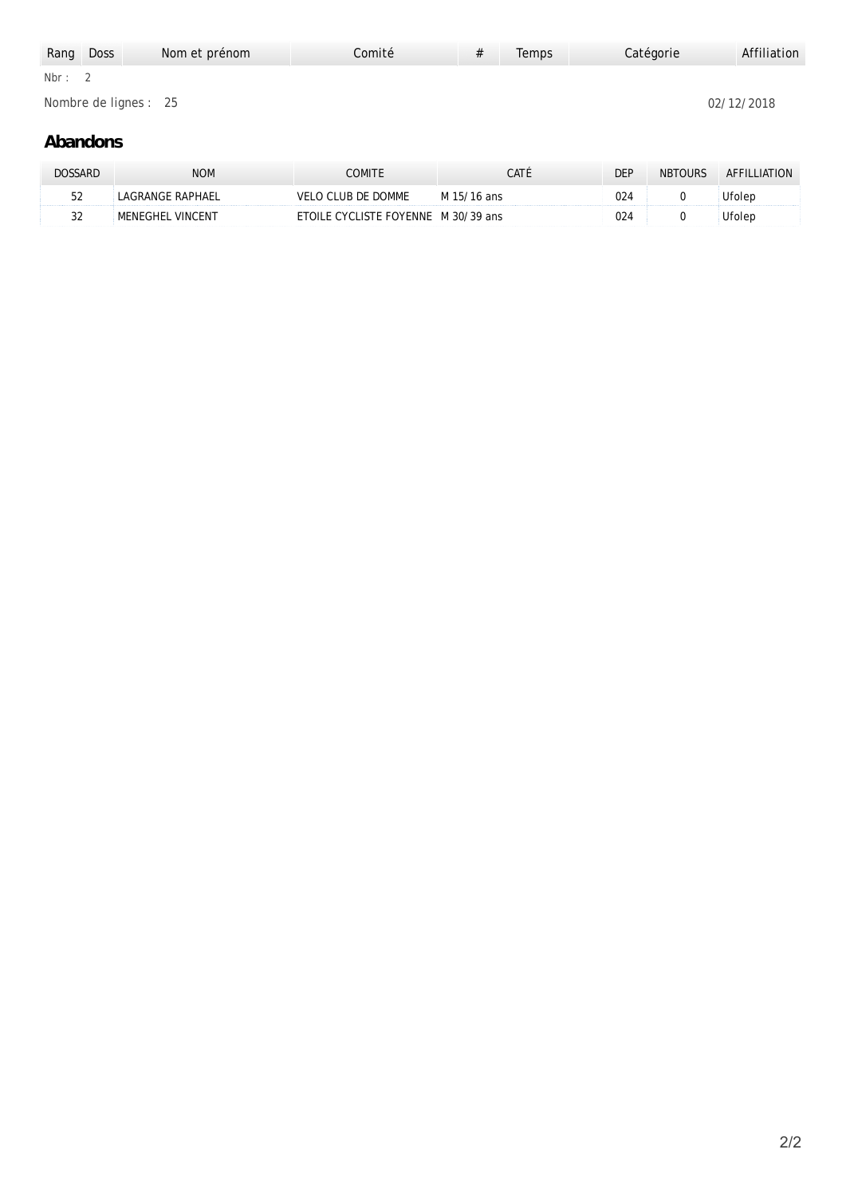| Rang | Doss | Nom et prénom | Comité | # | Temps | Catégorie | Affiliation |
|---|---|---|---|---|---|---|---|

Nbr : 2

Nombre de lignes : 25

02/12/2018

## Abandons

| DOSSARD | NOM | COMITE | CATÉ | DEP | NBTOURS | AFFILLIATION |
|---|---|---|---|---|---|---|
| 52 | LAGRANGE RAPHAEL | VELO CLUB DE DOMME | M 15/16 ans | 024 | 0 | Ufolep |
| 32 | MENEGHEL VINCENT | ETOILE CYCLISTE FOYENNE | M 30/39 ans | 024 | 0 | Ufolep |